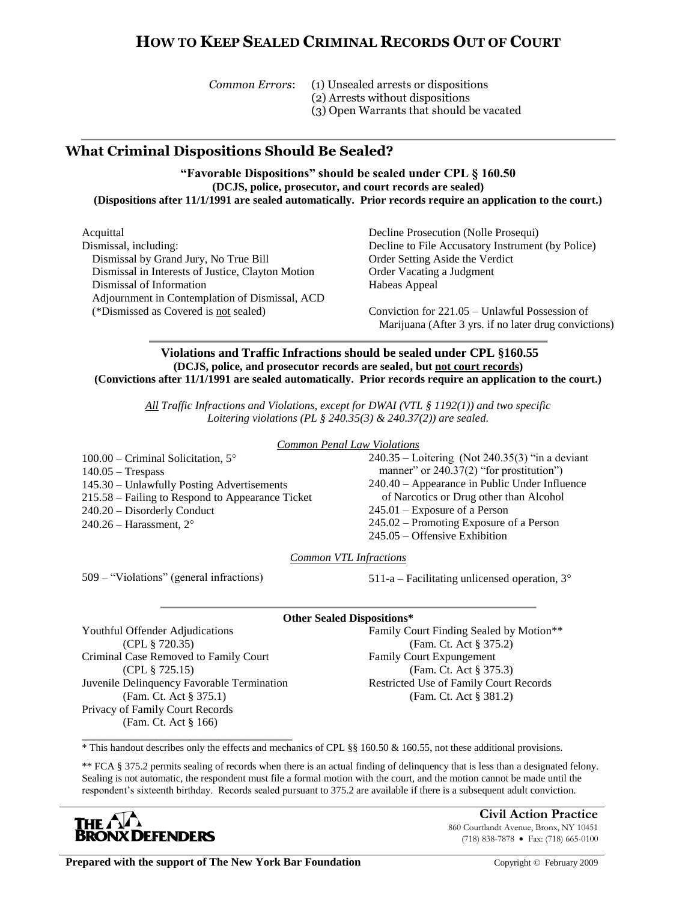# HOW TO KEEP SEALED CRIMINAL RECORDS OUT OF COURT

*Common Errors*:
(1) Unsealed arrests or dispositions
(2) Arrests without dispositions
(3) Open Warrants that should be vacated

## What Criminal Dispositions Should Be Sealed?

### "Favorable Dispositions" should be sealed under CPL § 160.50

**(DCJS, police, prosecutor, and court records are sealed)**
**(Dispositions after 11/1/1991 are sealed automatically. Prior records require an application to the court.)**

- Acquittal
- Dismissal, including:
  - Dismissal by Grand Jury, No True Bill
  - Dismissal in Interests of Justice, Clayton Motion
  - Dismissal of Information
  - Adjournment in Contemplation of Dismissal, ACD
  - (*Dismissed as Covered is not sealed)
- Decline Prosecution (Nolle Prosequi)
- Decline to File Accusatory Instrument (by Police)
- Order Setting Aside the Verdict
- Order Vacating a Judgment
- Habeas Appeal
- Conviction for 221.05 – Unlawful Possession of Marijuana (After 3 yrs. if no later drug convictions)

### Violations and Traffic Infractions should be sealed under CPL §160.55

**(DCJS, police, and prosecutor records are sealed, but not court records)**
**(Convictions after 11/1/1991 are sealed automatically. Prior records require an application to the court.)**

*All Traffic Infractions and Violations, except for DWAI (VTL § 1192(1)) and two specific Loitering violations (PL § 240.35(3) & 240.37(2)) are sealed.*

*Common Penal Law Violations*

- 100.00 – Criminal Solicitation, 5°
- 140.05 – Trespass
- 145.30 – Unlawfully Posting Advertisements
- 215.58 – Failing to Respond to Appearance Ticket
- 240.20 – Disorderly Conduct
- 240.26 – Harassment, 2°
- 240.35 – Loitering (Not 240.35(3) "in a deviant manner" or 240.37(2) "for prostitution")
- 240.40 – Appearance in Public Under Influence of Narcotics or Drug other than Alcohol
- 245.01 – Exposure of a Person
- 245.02 – Promoting Exposure of a Person
- 245.05 – Offensive Exhibition

*Common VTL Infractions*

- 509 – "Violations" (general infractions)
- 511-a – Facilitating unlicensed operation, 3°

### Other Sealed Dispositions*

- Youthful Offender Adjudications (CPL § 720.35)
- Criminal Case Removed to Family Court (CPL § 725.15)
- Juvenile Delinquency Favorable Termination (Fam. Ct. Act § 375.1)
- Privacy of Family Court Records (Fam. Ct. Act § 166)
- Family Court Finding Sealed by Motion** (Fam. Ct. Act § 375.2)
- Family Court Expungement (Fam. Ct. Act § 375.3)
- Restricted Use of Family Court Records (Fam. Ct. Act § 381.2)

* This handout describes only the effects and mechanics of CPL §§ 160.50 & 160.55, not these additional provisions.

** FCA § 375.2 permits sealing of records when there is an actual finding of delinquency that is less than a designated felony. Sealing is not automatic, the respondent must file a formal motion with the court, and the motion cannot be made until the respondent's sixteenth birthday. Records sealed pursuant to 375.2 are available if there is a subsequent adult conviction.

THE BRONX DEFENDERS

**Civil Action Practice**
860 Courtlandt Avenue, Bronx, NY 10451
(718) 838-7878 • Fax: (718) 665-0100

**Prepared with the support of The New York Bar Foundation**

Copyright © February 2009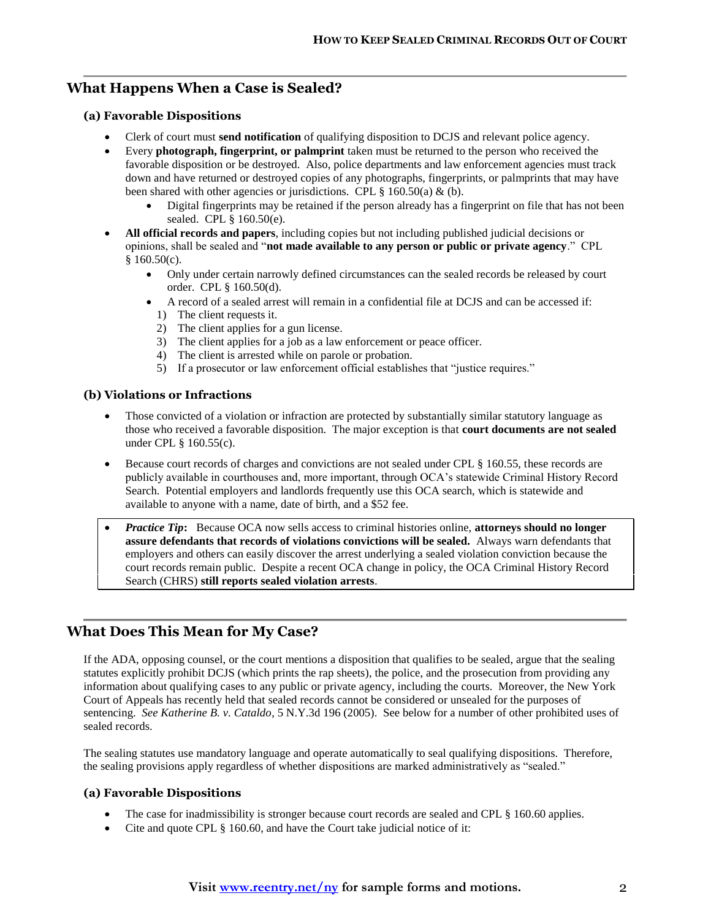## What Happens When a Case is Sealed?

### (a) Favorable Dispositions

- Clerk of court must **send notification** of qualifying disposition to DCJS and relevant police agency.
- Every **photograph, fingerprint, or palmprint** taken must be returned to the person who received the favorable disposition or be destroyed. Also, police departments and law enforcement agencies must track down and have returned or destroyed copies of any photographs, fingerprints, or palmprints that may have been shared with other agencies or jurisdictions. CPL § 160.50(a) & (b).
    - Digital fingerprints may be retained if the person already has a fingerprint on file that has not been sealed. CPL § 160.50(e).
- **All official records and papers**, including copies but not including published judicial decisions or opinions, shall be sealed and "**not made available to any person or public or private agency**." CPL § 160.50(c).
    - Only under certain narrowly defined circumstances can the sealed records be released by court order. CPL § 160.50(d).
    - A record of a sealed arrest will remain in a confidential file at DCJS and can be accessed if:
        1) The client requests it.
        2) The client applies for a gun license.
        3) The client applies for a job as a law enforcement or peace officer.
        4) The client is arrested while on parole or probation.
        5) If a prosecutor or law enforcement official establishes that "justice requires."

### (b) Violations or Infractions

- Those convicted of a violation or infraction are protected by substantially similar statutory language as those who received a favorable disposition. The major exception is that **court documents are not sealed** under CPL § 160.55(c).
- Because court records of charges and convictions are not sealed under CPL § 160.55, these records are publicly available in courthouses and, more important, through OCA's statewide Criminal History Record Search. Potential employers and landlords frequently use this OCA search, which is statewide and available to anyone with a name, date of birth, and a $52 fee.

- ***Practice Tip*:** Because OCA now sells access to criminal histories online, **attorneys should no longer assure defendants that records of violations convictions will be sealed.** Always warn defendants that employers and others can easily discover the arrest underlying a sealed violation conviction because the court records remain public. Despite a recent OCA change in policy, the OCA Criminal History Record Search (CHRS) **still reports sealed violation arrests**.

## What Does This Mean for My Case?

If the ADA, opposing counsel, or the court mentions a disposition that qualifies to be sealed, argue that the sealing statutes explicitly prohibit DCJS (which prints the rap sheets), the police, and the prosecution from providing any information about qualifying cases to any public or private agency, including the courts. Moreover, the New York Court of Appeals has recently held that sealed records cannot be considered or unsealed for the purposes of sentencing. *See Katherine B. v. Cataldo*, 5 N.Y.3d 196 (2005). See below for a number of other prohibited uses of sealed records.

The sealing statutes use mandatory language and operate automatically to seal qualifying dispositions. Therefore, the sealing provisions apply regardless of whether dispositions are marked administratively as "sealed."

### (a) Favorable Dispositions

- The case for inadmissibility is stronger because court records are sealed and CPL § 160.60 applies.
- Cite and quote CPL § 160.60, and have the Court take judicial notice of it: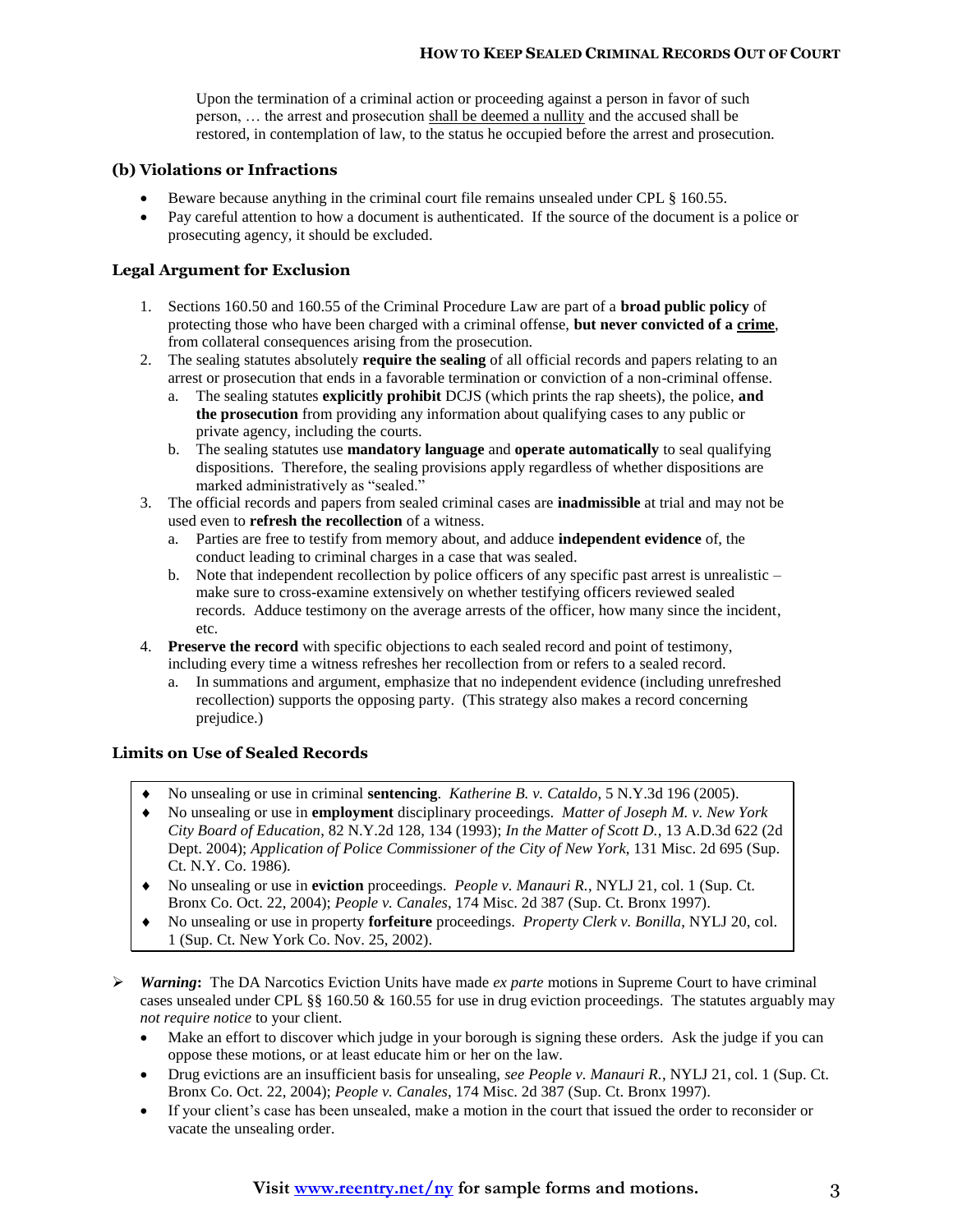> Upon the termination of a criminal action or proceeding against a person in favor of such person, … the arrest and prosecution shall be deemed a nullity and the accused shall be restored, in contemplation of law, to the status he occupied before the arrest and prosecution.

### (b) Violations or Infractions

- Beware because anything in the criminal court file remains unsealed under CPL § 160.55.
- Pay careful attention to how a document is authenticated. If the source of the document is a police or prosecuting agency, it should be excluded.

### Legal Argument for Exclusion

1. Sections 160.50 and 160.55 of the Criminal Procedure Law are part of a **broad public policy** of protecting those who have been charged with a criminal offense, **but never convicted of a crime**, from collateral consequences arising from the prosecution.
2. The sealing statutes absolutely **require the sealing** of all official records and papers relating to an arrest or prosecution that ends in a favorable termination or conviction of a non-criminal offense.
   a. The sealing statutes **explicitly prohibit** DCJS (which prints the rap sheets), the police, **and the prosecution** from providing any information about qualifying cases to any public or private agency, including the courts.
   b. The sealing statutes use **mandatory language** and **operate automatically** to seal qualifying dispositions. Therefore, the sealing provisions apply regardless of whether dispositions are marked administratively as "sealed."
3. The official records and papers from sealed criminal cases are **inadmissible** at trial and may not be used even to **refresh the recollection** of a witness.
   a. Parties are free to testify from memory about, and adduce **independent evidence** of, the conduct leading to criminal charges in a case that was sealed.
   b. Note that independent recollection by police officers of any specific past arrest is unrealistic – make sure to cross-examine extensively on whether testifying officers reviewed sealed records. Adduce testimony on the average arrests of the officer, how many since the incident, etc.
4. **Preserve the record** with specific objections to each sealed record and point of testimony, including every time a witness refreshes her recollection from or refers to a sealed record.
   a. In summations and argument, emphasize that no independent evidence (including unrefreshed recollection) supports the opposing party. (This strategy also makes a record concerning prejudice.)

### Limits on Use of Sealed Records

- No unsealing or use in criminal **sentencing**. *Katherine B. v. Cataldo*, 5 N.Y.3d 196 (2005).
- No unsealing or use in **employment** disciplinary proceedings. *Matter of Joseph M. v. New York City Board of Education*, 82 N.Y.2d 128, 134 (1993); *In the Matter of Scott D.*, 13 A.D.3d 622 (2d Dept. 2004); *Application of Police Commissioner of the City of New York*, 131 Misc. 2d 695 (Sup. Ct. N.Y. Co. 1986).
- No unsealing or use in **eviction** proceedings. *People v. Manauri R.*, NYLJ 21, col. 1 (Sup. Ct. Bronx Co. Oct. 22, 2004); *People v. Canales*, 174 Misc. 2d 387 (Sup. Ct. Bronx 1997).
- No unsealing or use in property **forfeiture** proceedings. *Property Clerk v. Bonilla*, NYLJ 20, col. 1 (Sup. Ct. New York Co. Nov. 25, 2002).

- ***Warning*:** The DA Narcotics Eviction Units have made *ex parte* motions in Supreme Court to have criminal cases unsealed under CPL §§ 160.50 & 160.55 for use in drug eviction proceedings. The statutes arguably may *not require notice* to your client.
  - Make an effort to discover which judge in your borough is signing these orders. Ask the judge if you can oppose these motions, or at least educate him or her on the law.
  - Drug evictions are an insufficient basis for unsealing, *see People v. Manauri R.*, NYLJ 21, col. 1 (Sup. Ct. Bronx Co. Oct. 22, 2004); *People v. Canales*, 174 Misc. 2d 387 (Sup. Ct. Bronx 1997).
  - If your client's case has been unsealed, make a motion in the court that issued the order to reconsider or vacate the unsealing order.

**Visit www.reentry.net/ny for sample forms and motions.**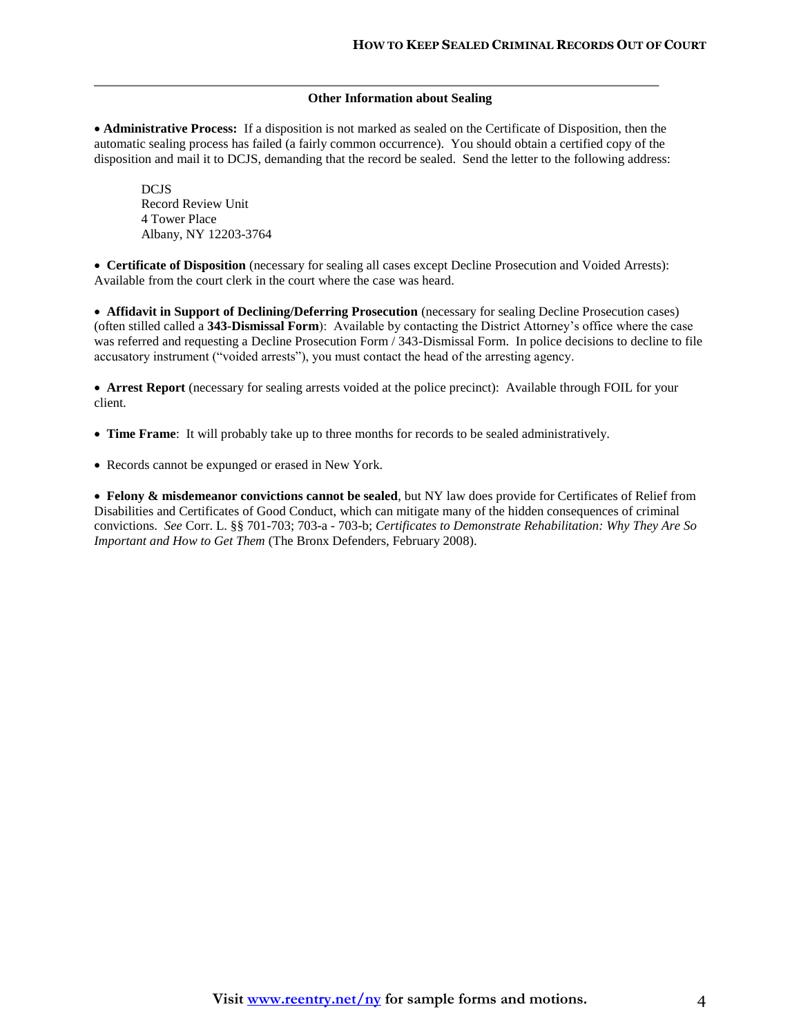### Other Information about Sealing

- **Administrative Process:** If a disposition is not marked as sealed on the Certificate of Disposition, then the automatic sealing process has failed (a fairly common occurrence). You should obtain a certified copy of the disposition and mail it to DCJS, demanding that the record be sealed. Send the letter to the following address:

  DCJS  
  Record Review Unit  
  4 Tower Place  
  Albany, NY 12203-3764

- **Certificate of Disposition** (necessary for sealing all cases except Decline Prosecution and Voided Arrests): Available from the court clerk in the court where the case was heard.

- **Affidavit in Support of Declining/Deferring Prosecution** (necessary for sealing Decline Prosecution cases) (often stilled called a **343-Dismissal Form**): Available by contacting the District Attorney's office where the case was referred and requesting a Decline Prosecution Form / 343-Dismissal Form. In police decisions to decline to file accusatory instrument ("voided arrests"), you must contact the head of the arresting agency.

- **Arrest Report** (necessary for sealing arrests voided at the police precinct): Available through FOIL for your client.

- **Time Frame**: It will probably take up to three months for records to be sealed administratively.

- Records cannot be expunged or erased in New York.

- **Felony & misdemeanor convictions cannot be sealed**, but NY law does provide for Certificates of Relief from Disabilities and Certificates of Good Conduct, which can mitigate many of the hidden consequences of criminal convictions. *See* Corr. L. §§ 701-703; 703-a - 703-b; *Certificates to Demonstrate Rehabilitation: Why They Are So Important and How to Get Them* (The Bronx Defenders, February 2008).

**Visit www.reentry.net/ny for sample forms and motions.**